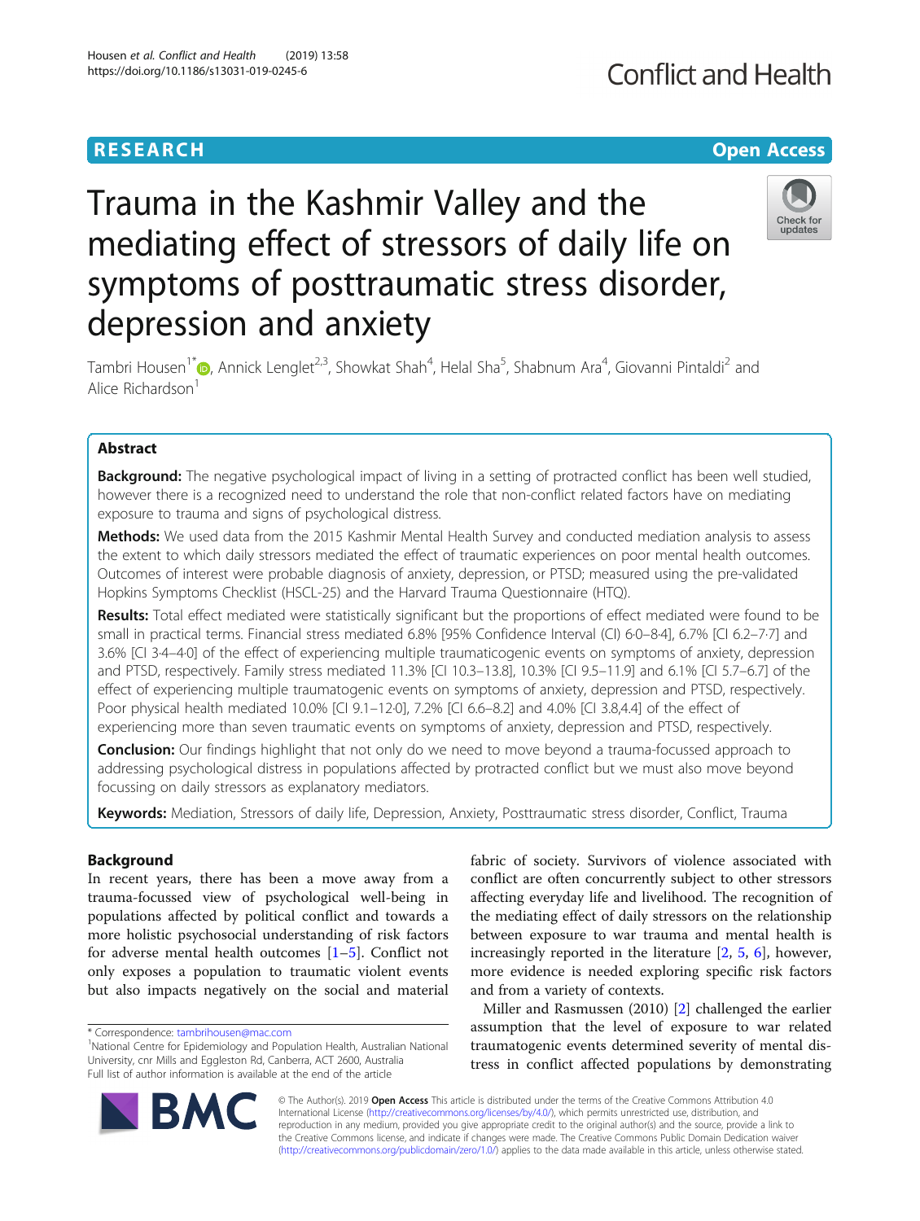RESEARCH

Open Access

# Trauma in the Kashmir Valley and the mediating effect of stressors of daily life on symptoms of posttraumatic stress disorder, depression and anxiety

Tambri Housen[1*], Annick Lenglet[2,3], Showkat Shah[4], Helal Sha[5], Shabnum Ara[4], Giovanni Pintaldi[2] and Alice Richardson[1]

## Abstract

**Background:** The negative psychological impact of living in a setting of protracted conflict has been well studied, however there is a recognized need to understand the role that non-conflict related factors have on mediating exposure to trauma and signs of psychological distress.

**Methods:** We used data from the 2015 Kashmir Mental Health Survey and conducted mediation analysis to assess the extent to which daily stressors mediated the effect of traumatic experiences on poor mental health outcomes. Outcomes of interest were probable diagnosis of anxiety, depression, or PTSD; measured using the pre-validated Hopkins Symptoms Checklist (HSCL-25) and the Harvard Trauma Questionnaire (HTQ).

**Results:** Total effect mediated were statistically significant but the proportions of effect mediated were found to be small in practical terms. Financial stress mediated 6.8% [95% Confidence Interval (CI) 6·0–8·4], 6.7% [CI 6.2–7·7] and 3.6% [CI 3·4–4·0] of the effect of experiencing multiple traumaticogenic events on symptoms of anxiety, depression and PTSD, respectively. Family stress mediated 11.3% [CI 10.3–13.8], 10.3% [CI 9.5–11.9] and 6.1% [CI 5.7–6.7] of the effect of experiencing multiple traumatogenic events on symptoms of anxiety, depression and PTSD, respectively. Poor physical health mediated 10.0% [CI 9.1–12·0], 7.2% [CI 6.6–8.2] and 4.0% [CI 3.8,4.4] of the effect of experiencing more than seven traumatic events on symptoms of anxiety, depression and PTSD, respectively.

**Conclusion:** Our findings highlight that not only do we need to move beyond a trauma-focussed approach to addressing psychological distress in populations affected by protracted conflict but we must also move beyond focussing on daily stressors as explanatory mediators.

**Keywords:** Mediation, Stressors of daily life, Depression, Anxiety, Posttraumatic stress disorder, Conflict, Trauma

## Background

In recent years, there has been a move away from a trauma-focussed view of psychological well-being in populations affected by political conflict and towards a more holistic psychosocial understanding of risk factors for adverse mental health outcomes [1–5]. Conflict not only exposes a population to traumatic violent events but also impacts negatively on the social and material fabric of society. Survivors of violence associated with conflict are often concurrently subject to other stressors affecting everyday life and livelihood. The recognition of the mediating effect of daily stressors on the relationship between exposure to war trauma and mental health is increasingly reported in the literature [2, 5, 6], however, more evidence is needed exploring specific risk factors and from a variety of contexts.

Miller and Rasmussen (2010) [2] challenged the earlier assumption that the level of exposure to war related traumatogenic events determined severity of mental distress in conflict affected populations by demonstrating

* Correspondence: tambrihousen@mac.com
[1]National Centre for Epidemiology and Population Health, Australian National University, cnr Mills and Eggleston Rd, Canberra, ACT 2600, Australia
Full list of author information is available at the end of the article

© The Author(s). 2019 **Open Access** This article is distributed under the terms of the Creative Commons Attribution 4.0 International License (http://creativecommons.org/licenses/by/4.0/), which permits unrestricted use, distribution, and reproduction in any medium, provided you give appropriate credit to the original author(s) and the source, provide a link to the Creative Commons license, and indicate if changes were made. The Creative Commons Public Domain Dedication waiver (http://creativecommons.org/publicdomain/zero/1.0/) applies to the data made available in this article, unless otherwise stated.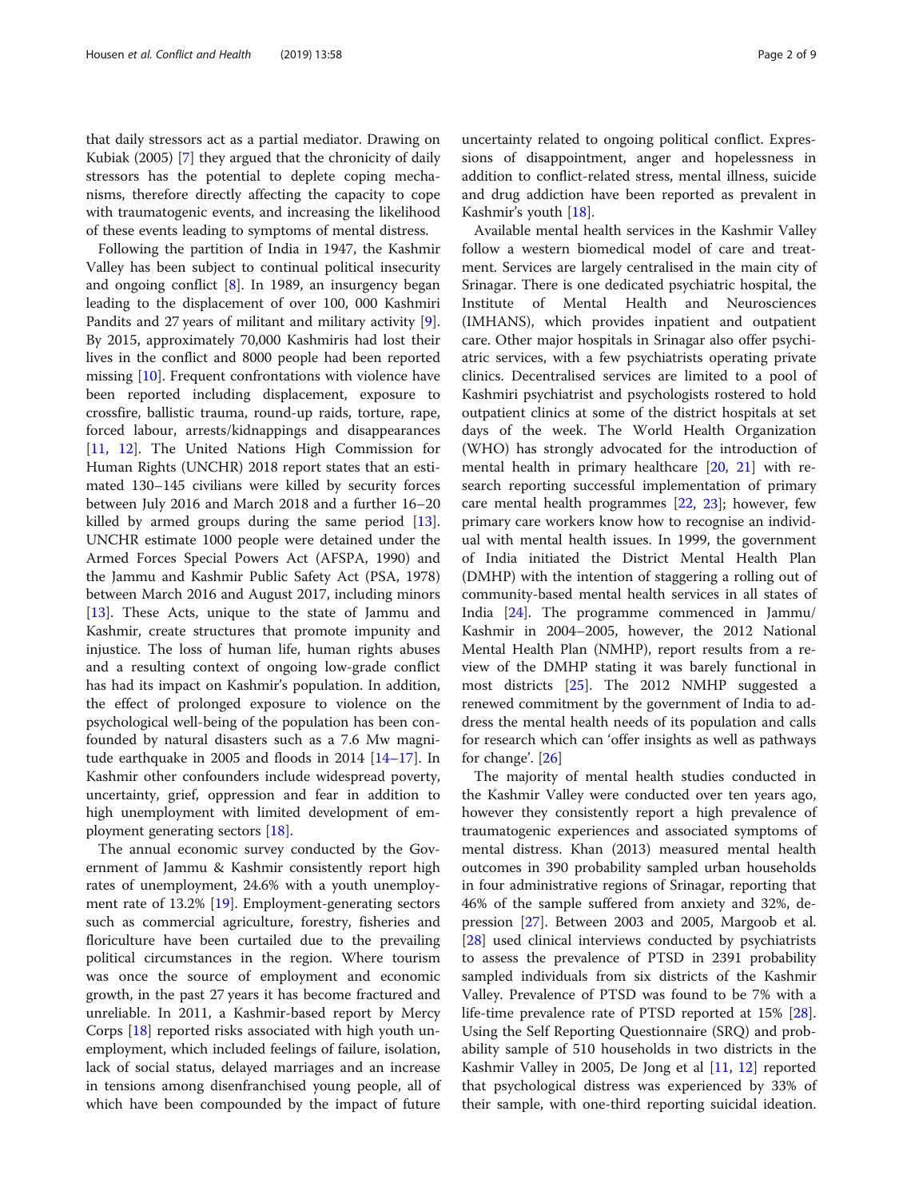that daily stressors act as a partial mediator. Drawing on Kubiak (2005) [7] they argued that the chronicity of daily stressors has the potential to deplete coping mechanisms, therefore directly affecting the capacity to cope with traumatogenic events, and increasing the likelihood of these events leading to symptoms of mental distress.

Following the partition of India in 1947, the Kashmir Valley has been subject to continual political insecurity and ongoing conflict [8]. In 1989, an insurgency began leading to the displacement of over 100, 000 Kashmiri Pandits and 27 years of militant and military activity [9]. By 2015, approximately 70,000 Kashmiris had lost their lives in the conflict and 8000 people had been reported missing [10]. Frequent confrontations with violence have been reported including displacement, exposure to crossfire, ballistic trauma, round-up raids, torture, rape, forced labour, arrests/kidnappings and disappearances [11, 12]. The United Nations High Commission for Human Rights (UNCHR) 2018 report states that an estimated 130–145 civilians were killed by security forces between July 2016 and March 2018 and a further 16–20 killed by armed groups during the same period [13]. UNCHR estimate 1000 people were detained under the Armed Forces Special Powers Act (AFSPA, 1990) and the Jammu and Kashmir Public Safety Act (PSA, 1978) between March 2016 and August 2017, including minors [13]. These Acts, unique to the state of Jammu and Kashmir, create structures that promote impunity and injustice. The loss of human life, human rights abuses and a resulting context of ongoing low-grade conflict has had its impact on Kashmir's population. In addition, the effect of prolonged exposure to violence on the psychological well-being of the population has been confounded by natural disasters such as a 7.6 Mw magnitude earthquake in 2005 and floods in 2014 [14–17]. In Kashmir other confounders include widespread poverty, uncertainty, grief, oppression and fear in addition to high unemployment with limited development of employment generating sectors [18].

The annual economic survey conducted by the Government of Jammu & Kashmir consistently report high rates of unemployment, 24.6% with a youth unemployment rate of 13.2% [19]. Employment-generating sectors such as commercial agriculture, forestry, fisheries and floriculture have been curtailed due to the prevailing political circumstances in the region. Where tourism was once the source of employment and economic growth, in the past 27 years it has become fractured and unreliable. In 2011, a Kashmir-based report by Mercy Corps [18] reported risks associated with high youth unemployment, which included feelings of failure, isolation, lack of social status, delayed marriages and an increase in tensions among disenfranchised young people, all of which have been compounded by the impact of future uncertainty related to ongoing political conflict. Expressions of disappointment, anger and hopelessness in addition to conflict-related stress, mental illness, suicide and drug addiction have been reported as prevalent in Kashmir's youth [18].

Available mental health services in the Kashmir Valley follow a western biomedical model of care and treatment. Services are largely centralised in the main city of Srinagar. There is one dedicated psychiatric hospital, the Institute of Mental Health and Neurosciences (IMHANS), which provides inpatient and outpatient care. Other major hospitals in Srinagar also offer psychiatric services, with a few psychiatrists operating private clinics. Decentralised services are limited to a pool of Kashmiri psychiatrist and psychologists rostered to hold outpatient clinics at some of the district hospitals at set days of the week. The World Health Organization (WHO) has strongly advocated for the introduction of mental health in primary healthcare [20, 21] with research reporting successful implementation of primary care mental health programmes [22, 23]; however, few primary care workers know how to recognise an individual with mental health issues. In 1999, the government of India initiated the District Mental Health Plan (DMHP) with the intention of staggering a rolling out of community-based mental health services in all states of India [24]. The programme commenced in Jammu/Kashmir in 2004–2005, however, the 2012 National Mental Health Plan (NMHP), report results from a review of the DMHP stating it was barely functional in most districts [25]. The 2012 NMHP suggested a renewed commitment by the government of India to address the mental health needs of its population and calls for research which can 'offer insights as well as pathways for change'. [26]

The majority of mental health studies conducted in the Kashmir Valley were conducted over ten years ago, however they consistently report a high prevalence of traumatogenic experiences and associated symptoms of mental distress. Khan (2013) measured mental health outcomes in 390 probability sampled urban households in four administrative regions of Srinagar, reporting that 46% of the sample suffered from anxiety and 32%, depression [27]. Between 2003 and 2005, Margoob et al. [28] used clinical interviews conducted by psychiatrists to assess the prevalence of PTSD in 2391 probability sampled individuals from six districts of the Kashmir Valley. Prevalence of PTSD was found to be 7% with a life-time prevalence rate of PTSD reported at 15% [28]. Using the Self Reporting Questionnaire (SRQ) and probability sample of 510 households in two districts in the Kashmir Valley in 2005, De Jong et al [11, 12] reported that psychological distress was experienced by 33% of their sample, with one-third reporting suicidal ideation.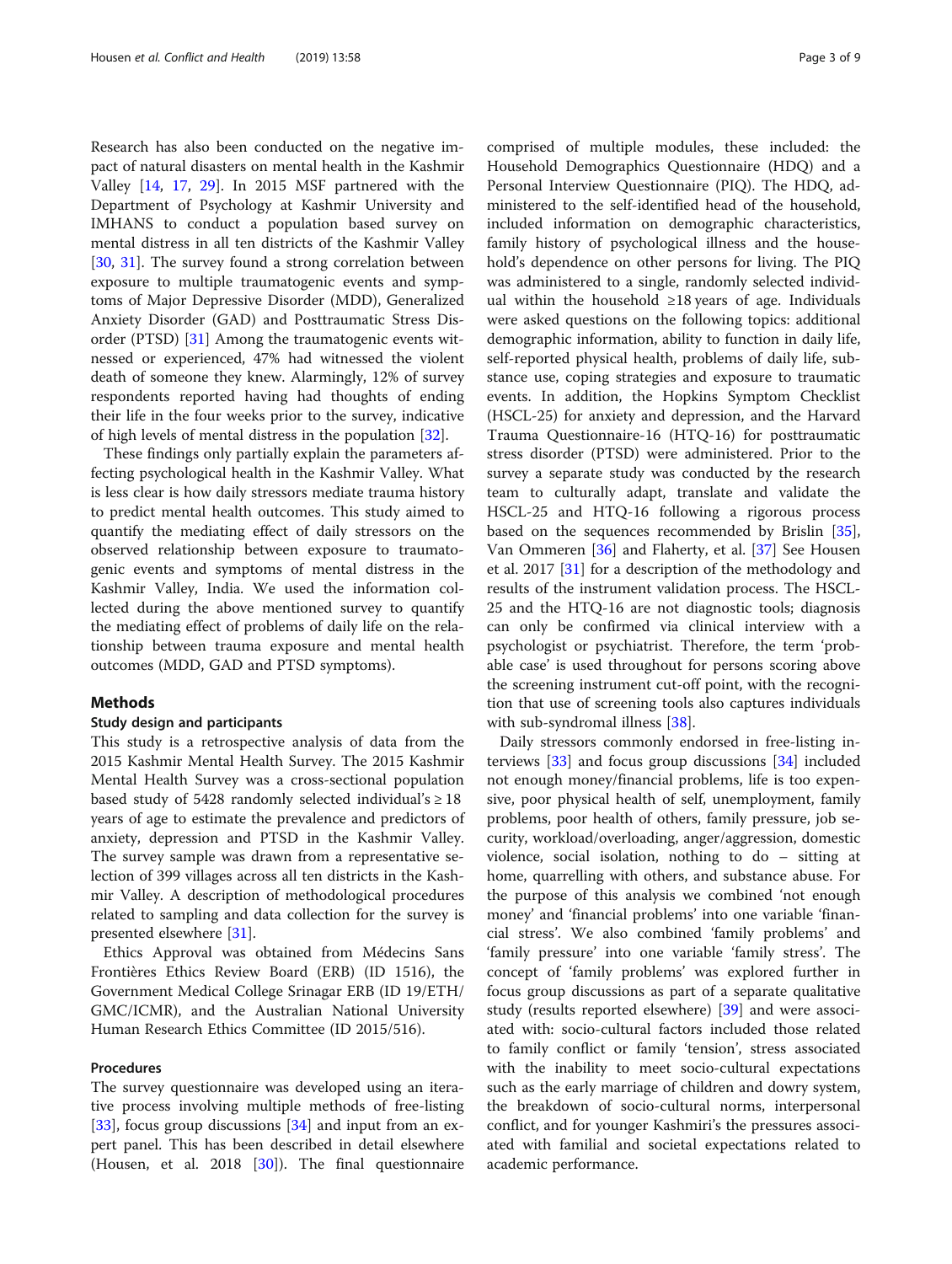Research has also been conducted on the negative impact of natural disasters on mental health in the Kashmir Valley [14, 17, 29]. In 2015 MSF partnered with the Department of Psychology at Kashmir University and IMHANS to conduct a population based survey on mental distress in all ten districts of the Kashmir Valley [30, 31]. The survey found a strong correlation between exposure to multiple traumatogenic events and symptoms of Major Depressive Disorder (MDD), Generalized Anxiety Disorder (GAD) and Posttraumatic Stress Disorder (PTSD) [31] Among the traumatogenic events witnessed or experienced, 47% had witnessed the violent death of someone they knew. Alarmingly, 12% of survey respondents reported having had thoughts of ending their life in the four weeks prior to the survey, indicative of high levels of mental distress in the population [32].

These findings only partially explain the parameters affecting psychological health in the Kashmir Valley. What is less clear is how daily stressors mediate trauma history to predict mental health outcomes. This study aimed to quantify the mediating effect of daily stressors on the observed relationship between exposure to traumatogenic events and symptoms of mental distress in the Kashmir Valley, India. We used the information collected during the above mentioned survey to quantify the mediating effect of problems of daily life on the relationship between trauma exposure and mental health outcomes (MDD, GAD and PTSD symptoms).

## Methods

### Study design and participants

This study is a retrospective analysis of data from the 2015 Kashmir Mental Health Survey. The 2015 Kashmir Mental Health Survey was a cross-sectional population based study of 5428 randomly selected individual's ≥ 18 years of age to estimate the prevalence and predictors of anxiety, depression and PTSD in the Kashmir Valley. The survey sample was drawn from a representative selection of 399 villages across all ten districts in the Kashmir Valley. A description of methodological procedures related to sampling and data collection for the survey is presented elsewhere [31].

Ethics Approval was obtained from Médecins Sans Frontières Ethics Review Board (ERB) (ID 1516), the Government Medical College Srinagar ERB (ID 19/ETH/GMC/ICMR), and the Australian National University Human Research Ethics Committee (ID 2015/516).

### Procedures

The survey questionnaire was developed using an iterative process involving multiple methods of free-listing [33], focus group discussions [34] and input from an expert panel. This has been described in detail elsewhere (Housen, et al. 2018 [30]). The final questionnaire comprised of multiple modules, these included: the Household Demographics Questionnaire (HDQ) and a Personal Interview Questionnaire (PIQ). The HDQ, administered to the self-identified head of the household, included information on demographic characteristics, family history of psychological illness and the household's dependence on other persons for living. The PIQ was administered to a single, randomly selected individual within the household ≥18 years of age. Individuals were asked questions on the following topics: additional demographic information, ability to function in daily life, self-reported physical health, problems of daily life, substance use, coping strategies and exposure to traumatic events. In addition, the Hopkins Symptom Checklist (HSCL-25) for anxiety and depression, and the Harvard Trauma Questionnaire-16 (HTQ-16) for posttraumatic stress disorder (PTSD) were administered. Prior to the survey a separate study was conducted by the research team to culturally adapt, translate and validate the HSCL-25 and HTQ-16 following a rigorous process based on the sequences recommended by Brislin [35], Van Ommeren [36] and Flaherty, et al. [37] See Housen et al. 2017 [31] for a description of the methodology and results of the instrument validation process. The HSCL-25 and the HTQ-16 are not diagnostic tools; diagnosis can only be confirmed via clinical interview with a psychologist or psychiatrist. Therefore, the term 'probable case' is used throughout for persons scoring above the screening instrument cut-off point, with the recognition that use of screening tools also captures individuals with sub-syndromal illness [38].

Daily stressors commonly endorsed in free-listing interviews [33] and focus group discussions [34] included not enough money/financial problems, life is too expensive, poor physical health of self, unemployment, family problems, poor health of others, family pressure, job security, workload/overloading, anger/aggression, domestic violence, social isolation, nothing to do – sitting at home, quarrelling with others, and substance abuse. For the purpose of this analysis we combined 'not enough money' and 'financial problems' into one variable 'financial stress'. We also combined 'family problems' and 'family pressure' into one variable 'family stress'. The concept of 'family problems' was explored further in focus group discussions as part of a separate qualitative study (results reported elsewhere) [39] and were associated with: socio-cultural factors included those related to family conflict or family 'tension', stress associated with the inability to meet socio-cultural expectations such as the early marriage of children and dowry system, the breakdown of socio-cultural norms, interpersonal conflict, and for younger Kashmiri's the pressures associated with familial and societal expectations related to academic performance.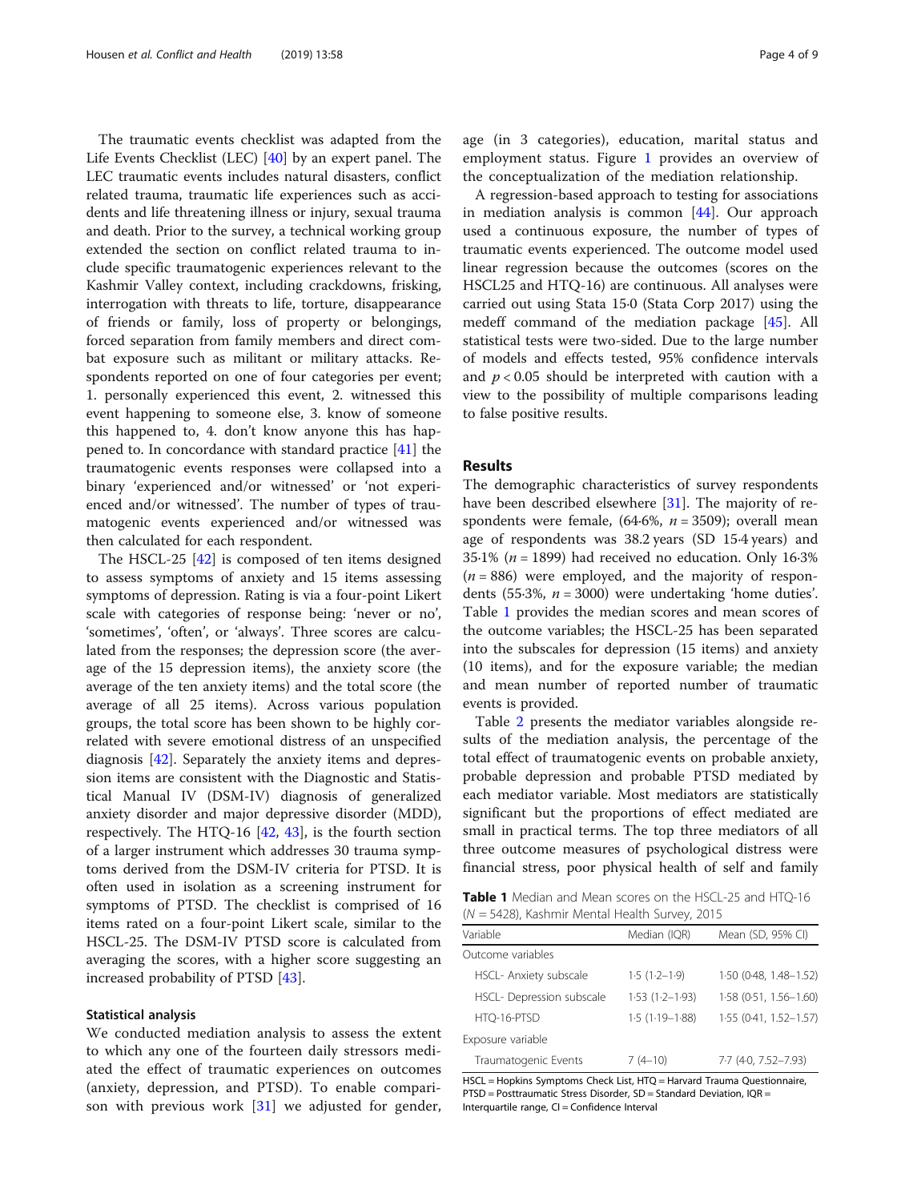The traumatic events checklist was adapted from the Life Events Checklist (LEC) [40] by an expert panel. The LEC traumatic events includes natural disasters, conflict related trauma, traumatic life experiences such as accidents and life threatening illness or injury, sexual trauma and death. Prior to the survey, a technical working group extended the section on conflict related trauma to include specific traumatogenic experiences relevant to the Kashmir Valley context, including crackdowns, frisking, interrogation with threats to life, torture, disappearance of friends or family, loss of property or belongings, forced separation from family members and direct combat exposure such as militant or military attacks. Respondents reported on one of four categories per event; 1. personally experienced this event, 2. witnessed this event happening to someone else, 3. know of someone this happened to, 4. don't know anyone this has happened to. In concordance with standard practice [41] the traumatogenic events responses were collapsed into a binary 'experienced and/or witnessed' or 'not experienced and/or witnessed'. The number of types of traumatogenic events experienced and/or witnessed was then calculated for each respondent.

The HSCL-25 [42] is composed of ten items designed to assess symptoms of anxiety and 15 items assessing symptoms of depression. Rating is via a four-point Likert scale with categories of response being: 'never or no', 'sometimes', 'often', or 'always'. Three scores are calculated from the responses; the depression score (the average of the 15 depression items), the anxiety score (the average of the ten anxiety items) and the total score (the average of all 25 items). Across various population groups, the total score has been shown to be highly correlated with severe emotional distress of an unspecified diagnosis [42]. Separately the anxiety items and depression items are consistent with the Diagnostic and Statistical Manual IV (DSM-IV) diagnosis of generalized anxiety disorder and major depressive disorder (MDD), respectively. The HTQ-16 [42, 43], is the fourth section of a larger instrument which addresses 30 trauma symptoms derived from the DSM-IV criteria for PTSD. It is often used in isolation as a screening instrument for symptoms of PTSD. The checklist is comprised of 16 items rated on a four-point Likert scale, similar to the HSCL-25. The DSM-IV PTSD score is calculated from averaging the scores, with a higher score suggesting an increased probability of PTSD [43].

### Statistical analysis

We conducted mediation analysis to assess the extent to which any one of the fourteen daily stressors mediated the effect of traumatic experiences on outcomes (anxiety, depression, and PTSD). To enable comparison with previous work [31] we adjusted for gender, age (in 3 categories), education, marital status and employment status. Figure 1 provides an overview of the conceptualization of the mediation relationship.

A regression-based approach to testing for associations in mediation analysis is common [44]. Our approach used a continuous exposure, the number of types of traumatic events experienced. The outcome model used linear regression because the outcomes (scores on the HSCL25 and HTQ-16) are continuous. All analyses were carried out using Stata 15·0 (Stata Corp 2017) using the medeff command of the mediation package [45]. All statistical tests were two-sided. Due to the large number of models and effects tested, 95% confidence intervals and $p < 0.05$ should be interpreted with caution with a view to the possibility of multiple comparisons leading to false positive results.

## Results

The demographic characteristics of survey respondents have been described elsewhere [31]. The majority of respondents were female, (64·6%, $n = 3509$); overall mean age of respondents was 38.2 years (SD 15·4 years) and 35·1% ($n = 1899$) had received no education. Only 16·3% ($n = 886$) were employed, and the majority of respondents (55·3%, $n = 3000$) were undertaking 'home duties'. Table 1 provides the median scores and mean scores of the outcome variables; the HSCL-25 has been separated into the subscales for depression (15 items) and anxiety (10 items), and for the exposure variable; the median and mean number of reported number of traumatic events is provided.

Table 2 presents the mediator variables alongside results of the mediation analysis, the percentage of the total effect of traumatogenic events on probable anxiety, probable depression and probable PTSD mediated by each mediator variable. Most mediators are statistically significant but the proportions of effect mediated are small in practical terms. The top three mediators of all three outcome measures of psychological distress were financial stress, poor physical health of self and family

**Table 1** Median and Mean scores on the HSCL-25 and HTQ-16 ($N = 5428$), Kashmir Mental Health Survey, 2015

| Variable | Median (IQR) | Mean (SD, 95% CI) |
|---|---|---|
| Outcome variables | | |
| HSCL- Anxiety subscale | 1·5 (1·2–1·9) | 1·50 (0·48, 1.48–1.52) |
| HSCL- Depression subscale | 1·53 (1·2–1·93) | 1·58 (0·51, 1.56–1.60) |
| HTQ-16-PTSD | 1·5 (1·19–1·88) | 1·55 (0·41, 1.52–1.57) |
| Exposure variable | | |
| Traumatogenic Events | 7 (4–10) | 7·7 (4·0, 7.52–7.93) |

HSCL = Hopkins Symptoms Check List, HTQ = Harvard Trauma Questionnaire, PTSD = Posttraumatic Stress Disorder, SD = Standard Deviation, IQR = Interquartile range, CI = Confidence Interval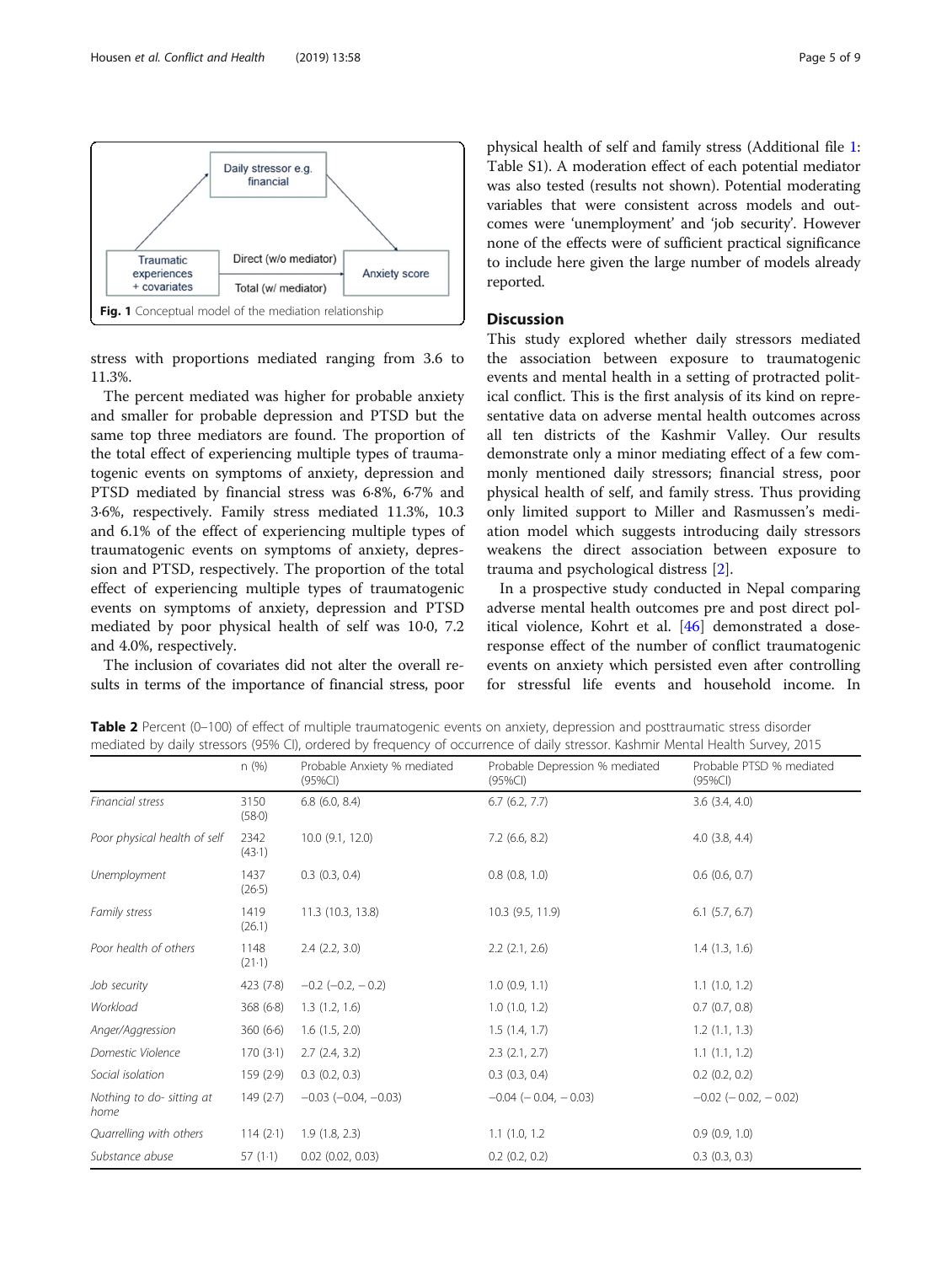Fig. 1 Conceptual model of the mediation relationship

stress with proportions mediated ranging from 3.6 to 11.3%.

The percent mediated was higher for probable anxiety and smaller for probable depression and PTSD but the same top three mediators are found. The proportion of the total effect of experiencing multiple types of traumatogenic events on symptoms of anxiety, depression and PTSD mediated by financial stress was 6·8%, 6·7% and 3·6%, respectively. Family stress mediated 11.3%, 10.3 and 6.1% of the effect of experiencing multiple types of traumatogenic events on symptoms of anxiety, depression and PTSD, respectively. The proportion of the total effect of experiencing multiple types of traumatogenic events on symptoms of anxiety, depression and PTSD mediated by poor physical health of self was 10·0, 7.2 and 4.0%, respectively.

The inclusion of covariates did not alter the overall results in terms of the importance of financial stress, poor physical health of self and family stress (Additional file 1: Table S1). A moderation effect of each potential mediator was also tested (results not shown). Potential moderating variables that were consistent across models and outcomes were 'unemployment' and 'job security'. However none of the effects were of sufficient practical significance to include here given the large number of models already reported.

## Discussion

This study explored whether daily stressors mediated the association between exposure to traumatogenic events and mental health in a setting of protracted political conflict. This is the first analysis of its kind on representative data on adverse mental health outcomes across all ten districts of the Kashmir Valley. Our results demonstrate only a minor mediating effect of a few commonly mentioned daily stressors; financial stress, poor physical health of self, and family stress. Thus providing only limited support to Miller and Rasmussen's mediation model which suggests introducing daily stressors weakens the direct association between exposure to trauma and psychological distress [2].

In a prospective study conducted in Nepal comparing adverse mental health outcomes pre and post direct political violence, Kohrt et al. [46] demonstrated a dose-response effect of the number of conflict traumatogenic events on anxiety which persisted even after controlling for stressful life events and household income. In

**Table 2** Percent (0–100) of effect of multiple traumatogenic events on anxiety, depression and posttraumatic stress disorder mediated by daily stressors (95% CI), ordered by frequency of occurrence of daily stressor. Kashmir Mental Health Survey, 2015

| | n (%) | Probable Anxiety % mediated (95%CI) | Probable Depression % mediated (95%CI) | Probable PTSD % mediated (95%CI) |
|---|---|---|---|---|
| *Financial stress* | 3150 (58·0) | 6.8 (6.0, 8.4) | 6.7 (6.2, 7.7) | 3.6 (3.4, 4.0) |
| *Poor physical health of self* | 2342 (43·1) | 10.0 (9.1, 12.0) | 7.2 (6.6, 8.2) | 4.0 (3.8, 4.4) |
| *Unemployment* | 1437 (26·5) | 0.3 (0.3, 0.4) | 0.8 (0.8, 1.0) | 0.6 (0.6, 0.7) |
| *Family stress* | 1419 (26.1) | 11.3 (10.3, 13.8) | 10.3 (9.5, 11.9) | 6.1 (5.7, 6.7) |
| *Poor health of others* | 1148 (21·1) | 2.4 (2.2, 3.0) | 2.2 (2.1, 2.6) | 1.4 (1.3, 1.6) |
| *Job security* | 423 (7·8) | −0.2 (−0.2, −0.2) | 1.0 (0.9, 1.1) | 1.1 (1.0, 1.2) |
| *Workload* | 368 (6·8) | 1.3 (1.2, 1.6) | 1.0 (1.0, 1.2) | 0.7 (0.7, 0.8) |
| *Anger/Aggression* | 360 (6·6) | 1.6 (1.5, 2.0) | 1.5 (1.4, 1.7) | 1.2 (1.1, 1.3) |
| *Domestic Violence* | 170 (3·1) | 2.7 (2.4, 3.2) | 2.3 (2.1, 2.7) | 1.1 (1.1, 1.2) |
| *Social isolation* | 159 (2·9) | 0.3 (0.2, 0.3) | 0.3 (0.3, 0.4) | 0.2 (0.2, 0.2) |
| *Nothing to do- sitting at home* | 149 (2·7) | −0.03 (−0.04, −0.03) | −0.04 (− 0.04, − 0.03) | −0.02 (− 0.02, − 0.02) |
| *Quarrelling with others* | 114 (2·1) | 1.9 (1.8, 2.3) | 1.1 (1.0, 1.2 | 0.9 (0.9, 1.0) |
| *Substance abuse* | 57 (1·1) | 0.02 (0.02, 0.03) | 0.2 (0.2, 0.2) | 0.3 (0.3, 0.3) |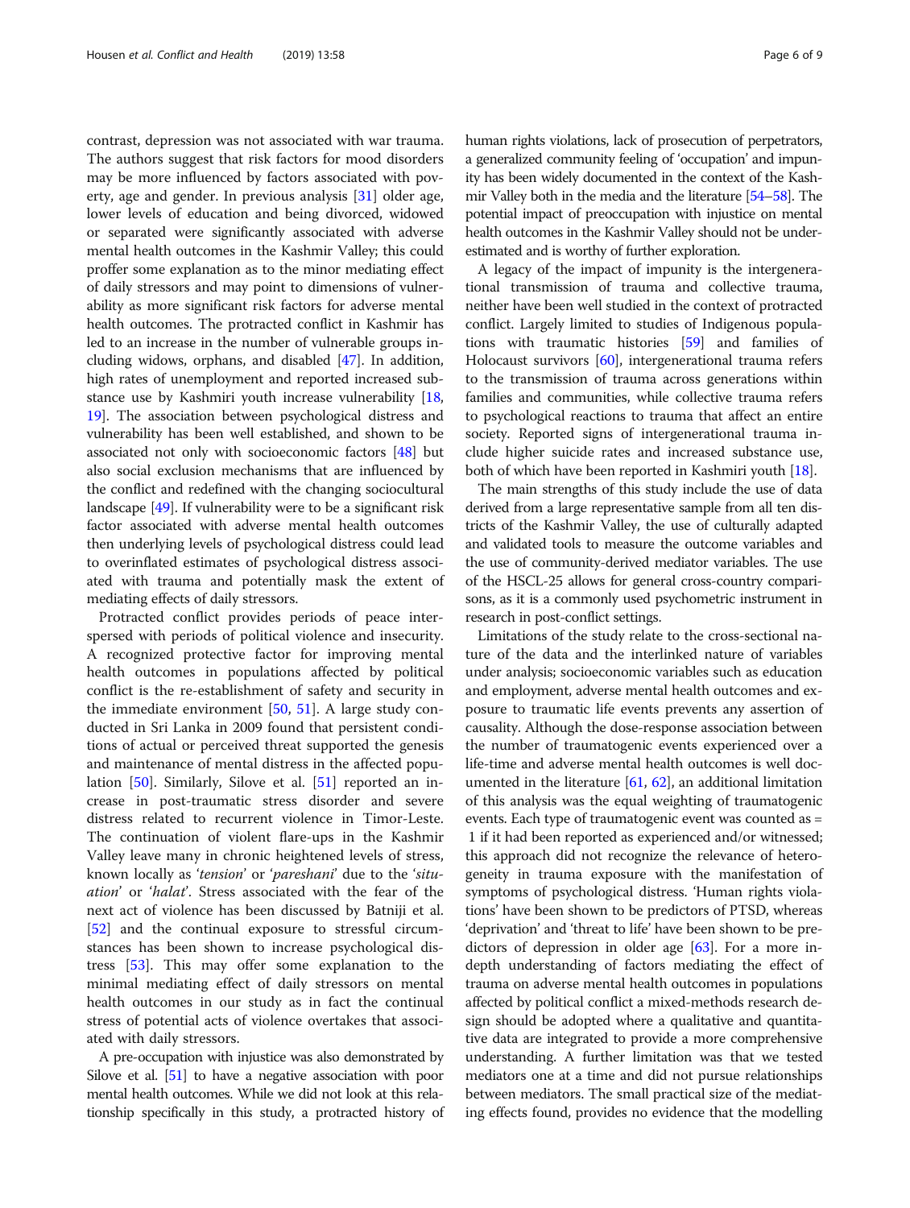contrast, depression was not associated with war trauma. The authors suggest that risk factors for mood disorders may be more influenced by factors associated with poverty, age and gender. In previous analysis [31] older age, lower levels of education and being divorced, widowed or separated were significantly associated with adverse mental health outcomes in the Kashmir Valley; this could proffer some explanation as to the minor mediating effect of daily stressors and may point to dimensions of vulnerability as more significant risk factors for adverse mental health outcomes. The protracted conflict in Kashmir has led to an increase in the number of vulnerable groups including widows, orphans, and disabled [47]. In addition, high rates of unemployment and reported increased substance use by Kashmiri youth increase vulnerability [18, 19]. The association between psychological distress and vulnerability has been well established, and shown to be associated not only with socioeconomic factors [48] but also social exclusion mechanisms that are influenced by the conflict and redefined with the changing sociocultural landscape [49]. If vulnerability were to be a significant risk factor associated with adverse mental health outcomes then underlying levels of psychological distress could lead to overinflated estimates of psychological distress associated with trauma and potentially mask the extent of mediating effects of daily stressors.

Protracted conflict provides periods of peace interspersed with periods of political violence and insecurity. A recognized protective factor for improving mental health outcomes in populations affected by political conflict is the re-establishment of safety and security in the immediate environment [50, 51]. A large study conducted in Sri Lanka in 2009 found that persistent conditions of actual or perceived threat supported the genesis and maintenance of mental distress in the affected population [50]. Similarly, Silove et al. [51] reported an increase in post-traumatic stress disorder and severe distress related to recurrent violence in Timor-Leste. The continuation of violent flare-ups in the Kashmir Valley leave many in chronic heightened levels of stress, known locally as '*tension*' or '*pareshani*' due to the '*situation*' or '*halat*'. Stress associated with the fear of the next act of violence has been discussed by Batniji et al. [52] and the continual exposure to stressful circumstances has been shown to increase psychological distress [53]. This may offer some explanation to the minimal mediating effect of daily stressors on mental health outcomes in our study as in fact the continual stress of potential acts of violence overtakes that associated with daily stressors.

A pre-occupation with injustice was also demonstrated by Silove et al. [51] to have a negative association with poor mental health outcomes. While we did not look at this relationship specifically in this study, a protracted history of human rights violations, lack of prosecution of perpetrators, a generalized community feeling of 'occupation' and impunity has been widely documented in the context of the Kashmir Valley both in the media and the literature [54–58]. The potential impact of preoccupation with injustice on mental health outcomes in the Kashmir Valley should not be underestimated and is worthy of further exploration.

A legacy of the impact of impunity is the intergenerational transmission of trauma and collective trauma, neither have been well studied in the context of protracted conflict. Largely limited to studies of Indigenous populations with traumatic histories [59] and families of Holocaust survivors [60], intergenerational trauma refers to the transmission of trauma across generations within families and communities, while collective trauma refers to psychological reactions to trauma that affect an entire society. Reported signs of intergenerational trauma include higher suicide rates and increased substance use, both of which have been reported in Kashmiri youth [18].

The main strengths of this study include the use of data derived from a large representative sample from all ten districts of the Kashmir Valley, the use of culturally adapted and validated tools to measure the outcome variables and the use of community-derived mediator variables. The use of the HSCL-25 allows for general cross-country comparisons, as it is a commonly used psychometric instrument in research in post-conflict settings.

Limitations of the study relate to the cross-sectional nature of the data and the interlinked nature of variables under analysis; socioeconomic variables such as education and employment, adverse mental health outcomes and exposure to traumatic life events prevents any assertion of causality. Although the dose-response association between the number of traumatogenic events experienced over a life-time and adverse mental health outcomes is well documented in the literature [61, 62], an additional limitation of this analysis was the equal weighting of traumatogenic events. Each type of traumatogenic event was counted as = 1 if it had been reported as experienced and/or witnessed; this approach did not recognize the relevance of heterogeneity in trauma exposure with the manifestation of symptoms of psychological distress. 'Human rights violations' have been shown to be predictors of PTSD, whereas 'deprivation' and 'threat to life' have been shown to be predictors of depression in older age [63]. For a more in-depth understanding of factors mediating the effect of trauma on adverse mental health outcomes in populations affected by political conflict a mixed-methods research design should be adopted where a qualitative and quantitative data are integrated to provide a more comprehensive understanding. A further limitation was that we tested mediators one at a time and did not pursue relationships between mediators. The small practical size of the mediating effects found, provides no evidence that the modelling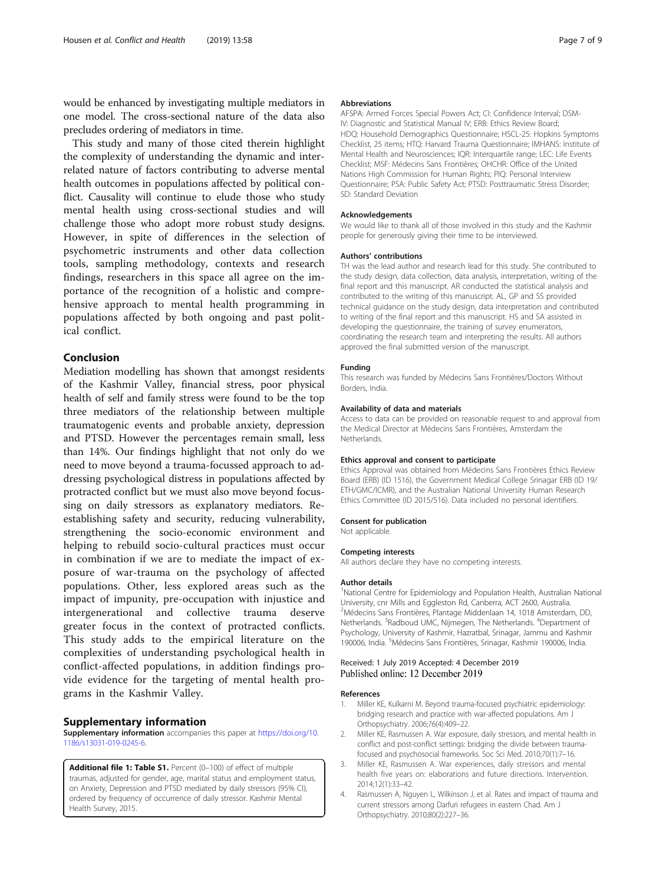would be enhanced by investigating multiple mediators in one model. The cross-sectional nature of the data also precludes ordering of mediators in time.

This study and many of those cited therein highlight the complexity of understanding the dynamic and interrelated nature of factors contributing to adverse mental health outcomes in populations affected by political conflict. Causality will continue to elude those who study mental health using cross-sectional studies and will challenge those who adopt more robust study designs. However, in spite of differences in the selection of psychometric instruments and other data collection tools, sampling methodology, contexts and research findings, researchers in this space all agree on the importance of the recognition of a holistic and comprehensive approach to mental health programming in populations affected by both ongoing and past political conflict.

## Conclusion

Mediation modelling has shown that amongst residents of the Kashmir Valley, financial stress, poor physical health of self and family stress were found to be the top three mediators of the relationship between multiple traumatogenic events and probable anxiety, depression and PTSD. However the percentages remain small, less than 14%. Our findings highlight that not only do we need to move beyond a trauma-focussed approach to addressing psychological distress in populations affected by protracted conflict but we must also move beyond focussing on daily stressors as explanatory mediators. Re-establishing safety and security, reducing vulnerability, strengthening the socio-economic environment and helping to rebuild socio-cultural practices must occur in combination if we are to mediate the impact of exposure of war-trauma on the psychology of affected populations. Other, less explored areas such as the impact of impunity, pre-occupation with injustice and intergenerational and collective trauma deserve greater focus in the context of protracted conflicts. This study adds to the empirical literature on the complexities of understanding psychological health in conflict-affected populations, in addition findings provide evidence for the targeting of mental health programs in the Kashmir Valley.

## Supplementary information

**Supplementary information** accompanies this paper at https://doi.org/10.1186/s13031-019-0245-6.

**Additional file 1: Table S1.** Percent (0–100) of effect of multiple traumas, adjusted for gender, age, marital status and employment status, on Anxiety, Depression and PTSD mediated by daily stressors (95% CI), ordered by frequency of occurrence of daily stressor. Kashmir Mental Health Survey, 2015.

### Abbreviations

AFSPA: Armed Forces Special Powers Act; CI: Confidence Interval; DSM-IV: Diagnostic and Statistical Manual IV; ERB: Ethics Review Board; HDQ: Household Demographics Questionnaire; HSCL-25: Hopkins Symptoms Checklist, 25 items; HTQ: Harvard Trauma Questionnaire; IMHANS: Institute of Mental Health and Neurosciences; IQR: Interquartile range; LEC: Life Events Checklist; MSF: Médecins Sans Frontières; OHCHR: Office of the United Nations High Commission for Human Rights; PIQ: Personal Interview Questionnaire; PSA: Public Safety Act; PTSD: Posttraumatic Stress Disorder; SD: Standard Deviation

### Acknowledgements

We would like to thank all of those involved in this study and the Kashmir people for generously giving their time to be interviewed.

### Authors' contributions

TH was the lead author and research lead for this study. She contributed to the study design, data collection, data analysis, interpretation, writing of the final report and this manuscript. AR conducted the statistical analysis and contributed to the writing of this manuscript. AL, GP and SS provided technical guidance on the study design, data interpretation and contributed to writing of the final report and this manuscript. HS and SA assisted in developing the questionnaire, the training of survey enumerators, coordinating the research team and interpreting the results. All authors approved the final submitted version of the manuscript.

### Funding

This research was funded by Médecins Sans Frontières/Doctors Without Borders, India.

### Availability of data and materials

Access to data can be provided on reasonable request to and approval from the Medical Director at Médecins Sans Frontières, Amsterdam the Netherlands.

### Ethics approval and consent to participate

Ethics Approval was obtained from Médecins Sans Frontières Ethics Review Board (ERB) (ID 1516), the Government Medical College Srinagar ERB (ID 19/ETH/GMC/ICMR), and the Australian National University Human Research Ethics Committee (ID 2015/516). Data included no personal identifiers.

### Consent for publication

Not applicable.

### Competing interests

All authors declare they have no competing interests.

### Author details

[1]National Centre for Epidemiology and Population Health, Australian National University, cnr Mills and Eggleston Rd, Canberra, ACT 2600, Australia. [2]Médecins Sans Frontières, Plantage Middenlaan 14, 1018 Amsterdam, DD, Netherlands. [3]Radboud UMC, Nijmegen, The Netherlands. [4]Department of Psychology, University of Kashmir, Hazratbal, Srinagar, Jammu and Kashmir 190006, India. [5]Médecins Sans Frontières, Srinagar, Kashmir 190006, India.

Received: 1 July 2019 Accepted: 4 December 2019
Published online: 12 December 2019

### References

1. Miller KE, Kulkarni M. Beyond trauma-focused psychiatric epidemiology: bridging research and practice with war-affected populations. Am J Orthopsychiatry. 2006;76(4):409–22.
2. Miller KE, Rasmussen A. War exposure, daily stressors, and mental health in conflict and post-conflict settings: bridging the divide between trauma-focused and psychosocial frameworks. Soc Sci Med. 2010;70(1):7–16.
3. Miller KE, Rasmussen A. War experiences, daily stressors and mental health five years on: elaborations and future directions. Intervention. 2014;12(1):33–42.
4. Rasmussen A, Nguyen L, Wilkinson J, et al. Rates and impact of trauma and current stressors among Darfuri refugees in eastern Chad. Am J Orthopsychiatry. 2010;80(2):227–36.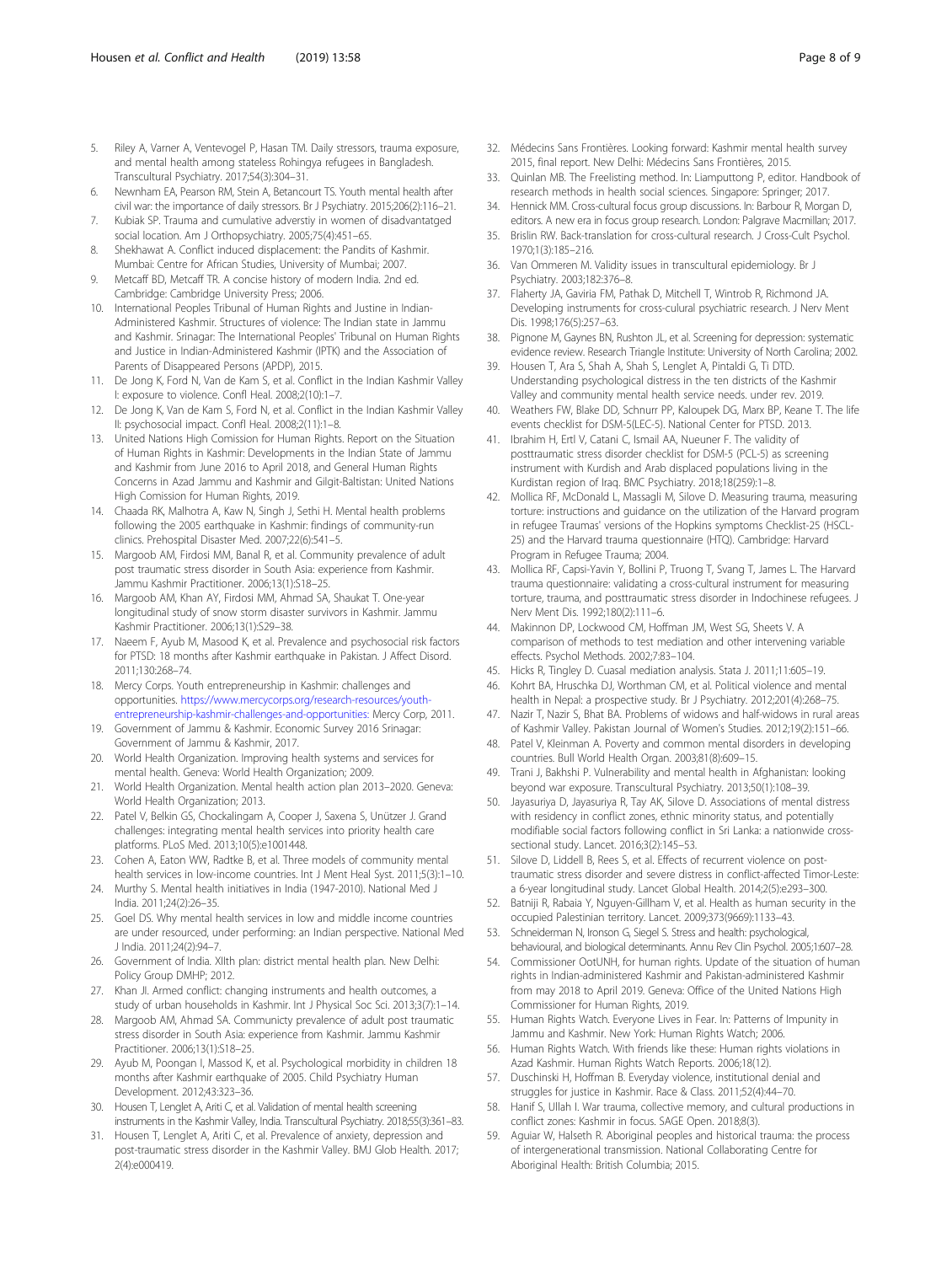5. Riley A, Varner A, Ventevogel P, Hasan TM. Daily stressors, trauma exposure, and mental health among stateless Rohingya refugees in Bangladesh. Transcultural Psychiatry. 2017;54(3):304–31.
6. Newnham EA, Pearson RM, Stein A, Betancourt TS. Youth mental health after civil war: the importance of daily stressors. Br J Psychiatry. 2015;206(2):116–21.
7. Kubiak SP. Trauma and cumulative adverstiy in women of disadvantatged social location. Am J Orthopsychiatry. 2005;75(4):451–65.
8. Shekhawat A. Conflict induced displacement: the Pandits of Kashmir. Mumbai: Centre for African Studies, University of Mumbai; 2007.
9. Metcaff BD, Metcaff TR. A concise history of modern India. 2nd ed. Cambridge: Cambridge University Press; 2006.
10. International Peoples Tribunal of Human Rights and Justine in Indian-Administered Kashmir. Structures of violence: The Indian state in Jammu and Kashmir. Srinagar: The International Peoples' Tribunal on Human Rights and Justice in Indian-Administered Kashmir (IPTK) and the Association of Parents of Disappeared Persons (APDP), 2015.
11. De Jong K, Ford N, Van de Kam S, et al. Conflict in the Indian Kashmir Valley I: exposure to violence. Confl Heal. 2008;2(10):1–7.
12. De Jong K, Van de Kam S, Ford N, et al. Conflict in the Indian Kashmir Valley II: psychosocial impact. Confl Heal. 2008;2(11):1–8.
13. United Nations High Comission for Human Rights. Report on the Situation of Human Rights in Kashmir: Developments in the Indian State of Jammu and Kashmir from June 2016 to April 2018, and General Human Rights Concerns in Azad Jammu and Kashmir and Gilgit-Baltistan: United Nations High Comission for Human Rights, 2019.
14. Chaada RK, Malhotra A, Kaw N, Singh J, Sethi H. Mental health problems following the 2005 earthquake in Kashmir: findings of community-run clinics. Prehospital Disaster Med. 2007;22(6):541–5.
15. Margoob AM, Firdosi MM, Banal R, et al. Community prevalence of adult post traumatic stress disorder in South Asia: experience from Kashmir. Jammu Kashmir Practitioner. 2006;13(1):S18–25.
16. Margoob AM, Khan AY, Firdosi MM, Ahmad SA, Shaukat T. One-year longitudinal study of snow storm disaster survivors in Kashmir. Jammu Kashmir Practitioner. 2006;13(1):S29–38.
17. Naeem F, Ayub M, Masood K, et al. Prevalence and psychosocial risk factors for PTSD: 18 months after Kashmir earthquake in Pakistan. J Affect Disord. 2011;130:268–74.
18. Mercy Corps. Youth entrepreneurship in Kashmir: challenges and opportunities. https://www.mercycorps.org/research-resources/youth-entrepreneurship-kashmir-challenges-and-opportunities: Mercy Corp, 2011.
19. Government of Jammu & Kashmir. Economic Survey 2016 Srinagar: Government of Jammu & Kashmir, 2017.
20. World Health Organization. Improving health systems and services for mental health. Geneva: World Health Organization; 2009.
21. World Health Organization. Mental health action plan 2013–2020. Geneva: World Health Organization; 2013.
22. Patel V, Belkin GS, Chockalingam A, Cooper J, Saxena S, Unützer J. Grand challenges: integrating mental health services into priority health care platforms. PLoS Med. 2013;10(5):e1001448.
23. Cohen A, Eaton WW, Radtke B, et al. Three models of community mental health services in low-income countries. Int J Ment Heal Syst. 2011;5(3):1–10.
24. Murthy S. Mental health initiatives in India (1947-2010). National Med J India. 2011;24(2):26–35.
25. Goel DS. Why mental health services in low and middle income countries are under resourced, under performing: an Indian perspective. National Med J India. 2011;24(2):94–7.
26. Government of India. XIIth plan: district mental health plan. New Delhi: Policy Group DMHP; 2012.
27. Khan JI. Armed conflict: changing instruments and health outcomes, a study of urban households in Kashmir. Int J Physical Soc Sci. 2013;3(7):1–14.
28. Margoob AM, Ahmad SA. Communicty prevalence of adult post traumatic stress disorder in South Asia: experience from Kashmir. Jammu Kashmir Practitioner. 2006;13(1):S18–25.
29. Ayub M, Poongan I, Massod K, et al. Psychological morbidity in children 18 months after Kashmir earthquake of 2005. Child Psychiatry Human Development. 2012;43:323–36.
30. Housen T, Lenglet A, Ariti C, et al. Validation of mental health screening instruments in the Kashmir Valley, India. Transcultural Psychiatry. 2018;55(3):361–83.
31. Housen T, Lenglet A, Ariti C, et al. Prevalence of anxiety, depression and post-traumatic stress disorder in the Kashmir Valley. BMJ Glob Health. 2017; 2(4):e000419.
32. Médecins Sans Frontières. Looking forward: Kashmir mental health survey 2015, final report. New Delhi: Médecins Sans Frontières, 2015.
33. Quinlan MB. The Freelisting method. In: Liamputtong P, editor. Handbook of research methods in health social sciences. Singapore: Springer; 2017.
34. Hennick MM. Cross-cultural focus group discussions. In: Barbour R, Morgan D, editors. A new era in focus group research. London: Palgrave Macmillan; 2017.
35. Brislin RW. Back-translation for cross-cultural research. J Cross-Cult Psychol. 1970;1(3):185–216.
36. Van Ommeren M. Validity issues in transcultural epidemiology. Br J Psychiatry. 2003;182:376–8.
37. Flaherty JA, Gaviria FM, Pathak D, Mitchell T, Wintrob R, Richmond JA. Developing instruments for cross-culural psychiatric research. J Nerv Ment Dis. 1998;176(5):257–63.
38. Pignone M, Gaynes BN, Rushton JL, et al. Screening for depression: systematic evidence review. Research Triangle Institute: University of North Carolina; 2002.
39. Housen T, Ara S, Shah A, Shah S, Lenglet A, Pintaldi G, Ti DTD. Understanding psychological distress in the ten districts of the Kashmir Valley and community mental health service needs. under rev. 2019.
40. Weathers FW, Blake DD, Schnurr PP, Kaloupek DG, Marx BP, Keane T. The life events checklist for DSM-5(LEC-5). National Center for PTSD. 2013.
41. Ibrahim H, Ertl V, Catani C, Ismail AA, Nueuner F. The validity of posttraumatic stress disorder checklist for DSM-5 (PCL-5) as screening instrument with Kurdish and Arab displaced populations living in the Kurdistan region of Iraq. BMC Psychiatry. 2018;18(259):1–8.
42. Mollica RF, McDonald L, Massagli M, Silove D. Measuring trauma, measuring torture: instructions and guidance on the utilization of the Harvard program in refugee Traumas' versions of the Hopkins symptoms Checklist-25 (HSCL-25) and the Harvard trauma questionnaire (HTQ). Cambridge: Harvard Program in Refugee Trauma; 2004.
43. Mollica RF, Capsi-Yavin Y, Bollini P, Truong T, Svang T, James L. The Harvard trauma questionnaire: validating a cross-cultural instrument for measuring torture, trauma, and posttraumatic stress disorder in Indochinese refugees. J Nerv Ment Dis. 1992;180(2):111–6.
44. Makinnon DP, Lockwood CM, Hoffman JM, West SG, Sheets V. A comparison of methods to test mediation and other intervening variable effects. Psychol Methods. 2002;7:83–104.
45. Hicks R, Tingley D. Cuasal mediation analysis. Stata J. 2011;11:605–19.
46. Kohrt BA, Hruschka DJ, Worthman CM, et al. Political violence and mental health in Nepal: a prospective study. Br J Psychiatry. 2012;201(4):268–75.
47. Nazir T, Nazir S, Bhat BA. Problems of widows and half-widows in rural areas of Kashmir Valley. Pakistan Journal of Women's Studies. 2012;19(2):151–66.
48. Patel V, Kleinman A. Poverty and common mental disorders in developing countries. Bull World Health Organ. 2003;81(8):609–15.
49. Trani J, Bakhshi P. Vulnerability and mental health in Afghanistan: looking beyond war exposure. Transcultural Psychiatry. 2013;50(1):108–39.
50. Jayasuriya D, Jayasuriya R, Tay AK, Silove D. Associations of mental distress with residency in conflict zones, ethnic minority status, and potentially modifiable social factors following conflict in Sri Lanka: a nationwide cross-sectional study. Lancet. 2016;3(2):145–53.
51. Silove D, Liddell B, Rees S, et al. Effects of recurrent violence on post-traumatic stress disorder and severe distress in conflict-affected Timor-Leste: a 6-year longitudinal study. Lancet Global Health. 2014;2(5):e293–300.
52. Batniji R, Rabaia Y, Nguyen-Gillham V, et al. Health as human security in the occupied Palestinian territory. Lancet. 2009;373(9669):1133–43.
53. Schneiderman N, Ironson G, Siegel S. Stress and health: psychological, behavioural, and biological determinants. Annu Rev Clin Psychol. 2005;1:607–28.
54. Commissioner OotUNH, for human rights. Update of the situation of human rights in Indian-administered Kashmir and Pakistan-administered Kashmir from may 2018 to April 2019. Geneva: Office of the United Nations High Commissioner for Human Rights, 2019.
55. Human Rights Watch. Everyone Lives in Fear. In: Patterns of Impunity in Jammu and Kashmir. New York: Human Rights Watch; 2006.
56. Human Rights Watch. With friends like these: Human rights violations in Azad Kashmir. Human Rights Watch Reports. 2006;18(12).
57. Duschinski H, Hoffman B. Everyday violence, institutional denial and struggles for justice in Kashmir. Race & Class. 2011;52(4):44–70.
58. Hanif S, Ullah I. War trauma, collective memory, and cultural productions in conflict zones: Kashmir in focus. SAGE Open. 2018;8(3).
59. Aguiar W, Halseth R. Aboriginal peoples and historical trauma: the process of intergenerational transmission. National Collaborating Centre for Aboriginal Health: British Columbia; 2015.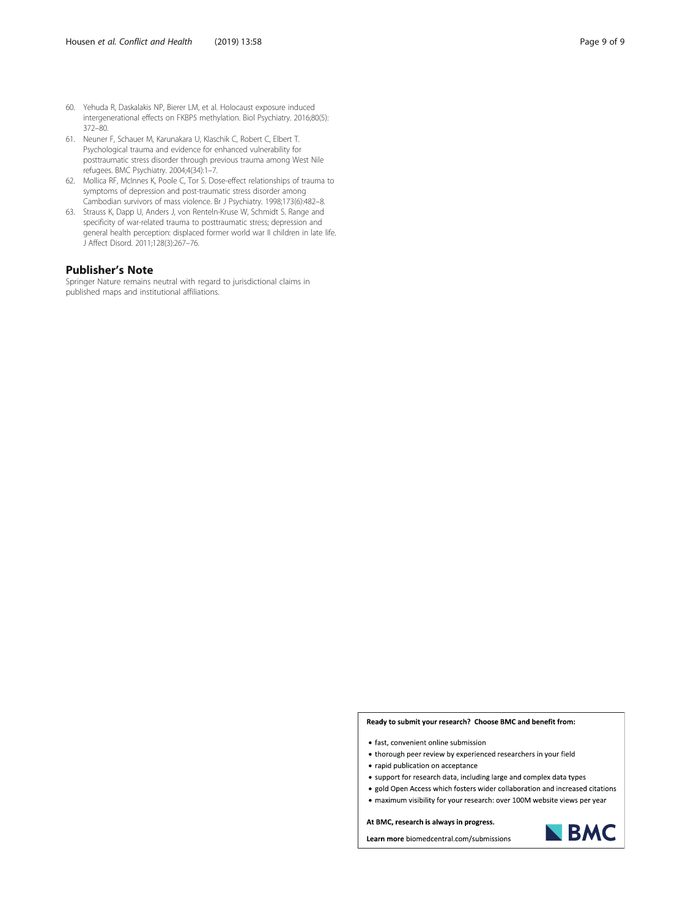60. Yehuda R, Daskalakis NP, Bierer LM, et al. Holocaust exposure induced intergenerational effects on FKBP5 methylation. Biol Psychiatry. 2016;80(5): 372–80.
61. Neuner F, Schauer M, Karunakara U, Klaschik C, Robert C, Elbert T. Psychological trauma and evidence for enhanced vulnerability for posttraumatic stress disorder through previous trauma among West Nile refugees. BMC Psychiatry. 2004;4(34):1–7.
62. Mollica RF, McInnes K, Poole C, Tor S. Dose-effect relationships of trauma to symptoms of depression and post-traumatic stress disorder among Cambodian survivors of mass violence. Br J Psychiatry. 1998;173(6):482–8.
63. Strauss K, Dapp U, Anders J, von Renteln-Kruse W, Schmidt S. Range and specificity of war-related trauma to posttraumatic stress; depression and general health perception: displaced former world war II children in late life. J Affect Disord. 2011;128(3):267–76.

## Publisher's Note

Springer Nature remains neutral with regard to jurisdictional claims in published maps and institutional affiliations.

**Ready to submit your research? Choose BMC and benefit from:**

- fast, convenient online submission
- thorough peer review by experienced researchers in your field
- rapid publication on acceptance
- support for research data, including large and complex data types
- gold Open Access which fosters wider collaboration and increased citations
- maximum visibility for your research: over 100M website views per year

**At BMC, research is always in progress.**

**Learn more** biomedcentral.com/submissions

BMC